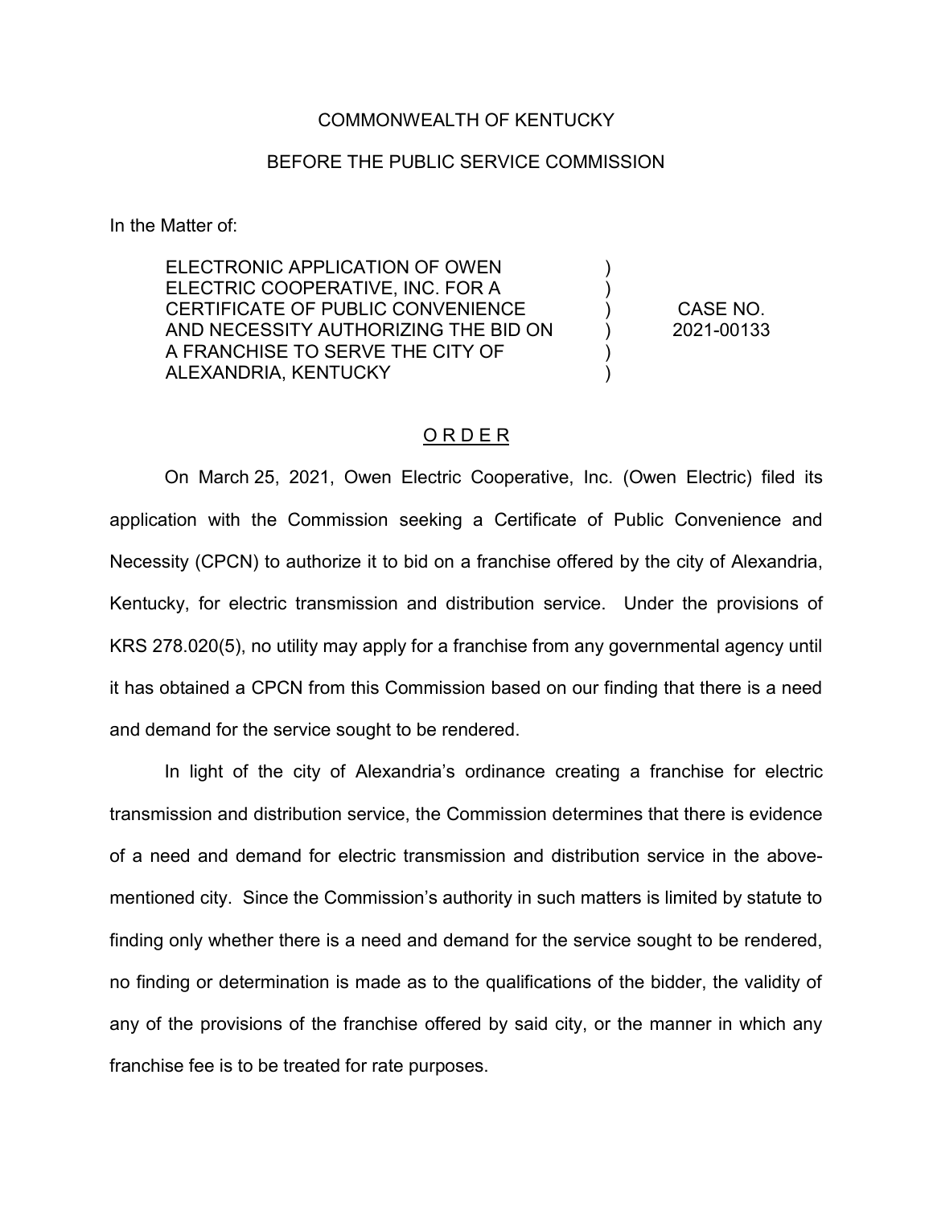COMMONWEALTH OF KENTUCKY

BEFORE THE PUBLIC SERVICE COMMISSION

In the Matter of:

| | | |
|---|---|---|
| ELECTRONIC APPLICATION OF OWEN ELECTRIC COOPERATIVE, INC. FOR A CERTIFICATE OF PUBLIC CONVENIENCE AND NECESSITY AUTHORIZING THE BID ON A FRANCHISE TO SERVE THE CITY OF ALEXANDRIA, KENTUCKY | ) | CASE NO. 2021-00133 |

## O R D E R

On March 25, 2021, Owen Electric Cooperative, Inc. (Owen Electric) filed its application with the Commission seeking a Certificate of Public Convenience and Necessity (CPCN) to authorize it to bid on a franchise offered by the city of Alexandria, Kentucky, for electric transmission and distribution service. Under the provisions of KRS 278.020(5), no utility may apply for a franchise from any governmental agency until it has obtained a CPCN from this Commission based on our finding that there is a need and demand for the service sought to be rendered.

In light of the city of Alexandria's ordinance creating a franchise for electric transmission and distribution service, the Commission determines that there is evidence of a need and demand for electric transmission and distribution service in the above-mentioned city. Since the Commission's authority in such matters is limited by statute to finding only whether there is a need and demand for the service sought to be rendered, no finding or determination is made as to the qualifications of the bidder, the validity of any of the provisions of the franchise offered by said city, or the manner in which any franchise fee is to be treated for rate purposes.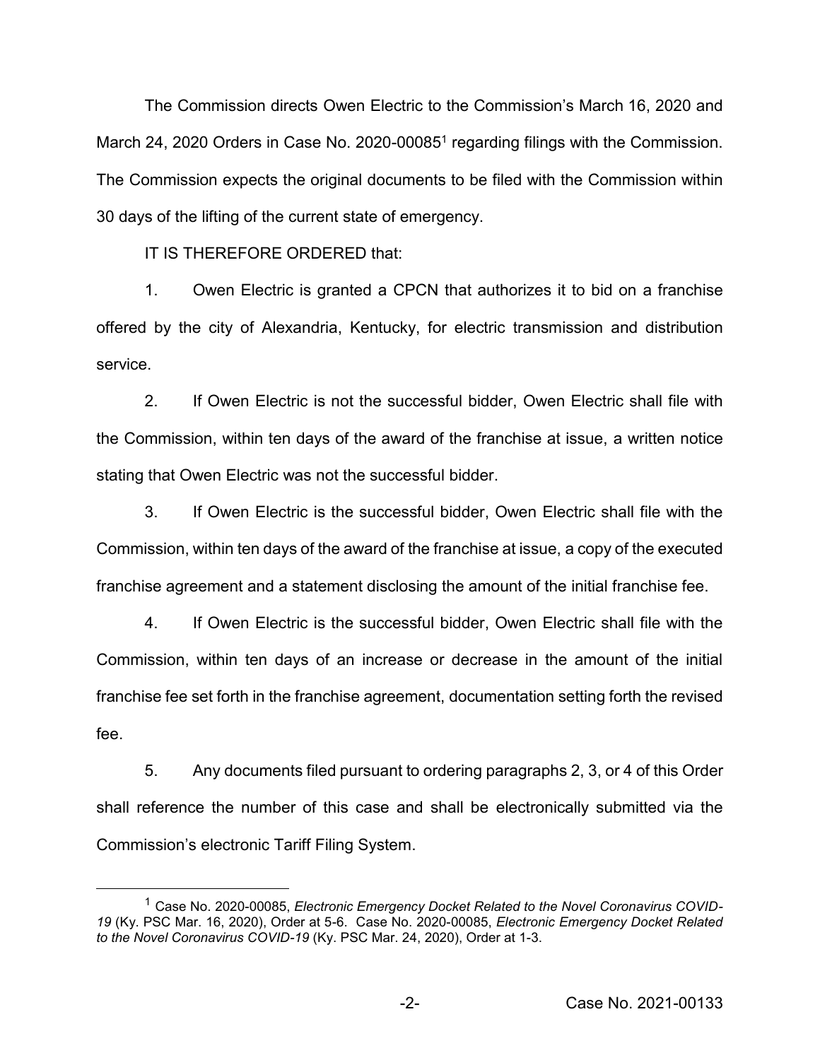The Commission directs Owen Electric to the Commission's March 16, 2020 and March 24, 2020 Orders in Case No. 2020-00085[1] regarding filings with the Commission. The Commission expects the original documents to be filed with the Commission within 30 days of the lifting of the current state of emergency.

IT IS THEREFORE ORDERED that:

1. Owen Electric is granted a CPCN that authorizes it to bid on a franchise offered by the city of Alexandria, Kentucky, for electric transmission and distribution service.

2. If Owen Electric is not the successful bidder, Owen Electric shall file with the Commission, within ten days of the award of the franchise at issue, a written notice stating that Owen Electric was not the successful bidder.

3. If Owen Electric is the successful bidder, Owen Electric shall file with the Commission, within ten days of the award of the franchise at issue, a copy of the executed franchise agreement and a statement disclosing the amount of the initial franchise fee.

4. If Owen Electric is the successful bidder, Owen Electric shall file with the Commission, within ten days of an increase or decrease in the amount of the initial franchise fee set forth in the franchise agreement, documentation setting forth the revised fee.

5. Any documents filed pursuant to ordering paragraphs 2, 3, or 4 of this Order shall reference the number of this case and shall be electronically submitted via the Commission's electronic Tariff Filing System.

---

[1] Case No. 2020-00085, *Electronic Emergency Docket Related to the Novel Coronavirus COVID-19* (Ky. PSC Mar. 16, 2020), Order at 5-6. Case No. 2020-00085, *Electronic Emergency Docket Related to the Novel Coronavirus COVID-19* (Ky. PSC Mar. 24, 2020), Order at 1-3.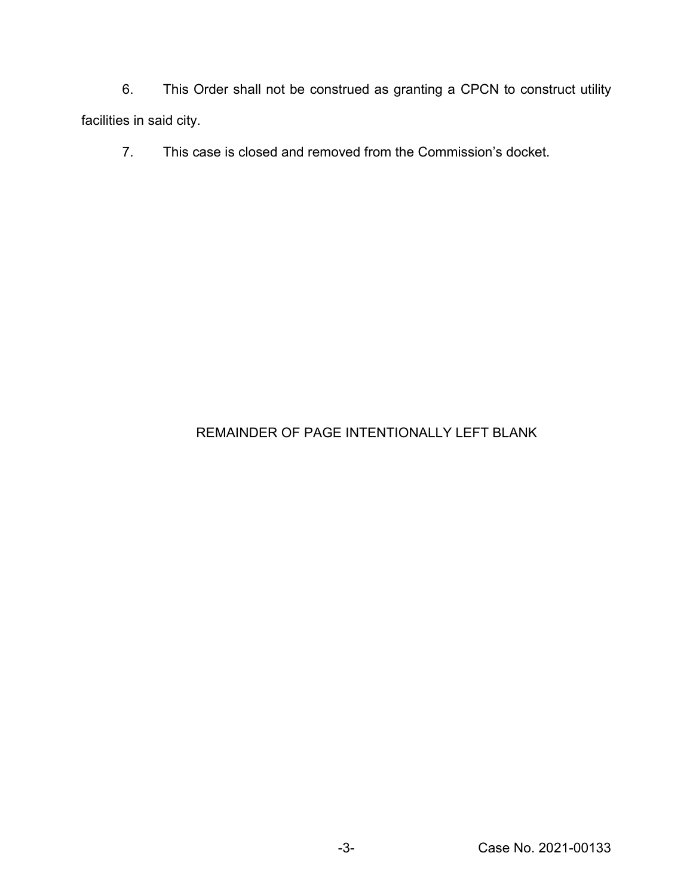6. This Order shall not be construed as granting a CPCN to construct utility facilities in said city.

7. This case is closed and removed from the Commission's docket.

REMAINDER OF PAGE INTENTIONALLY LEFT BLANK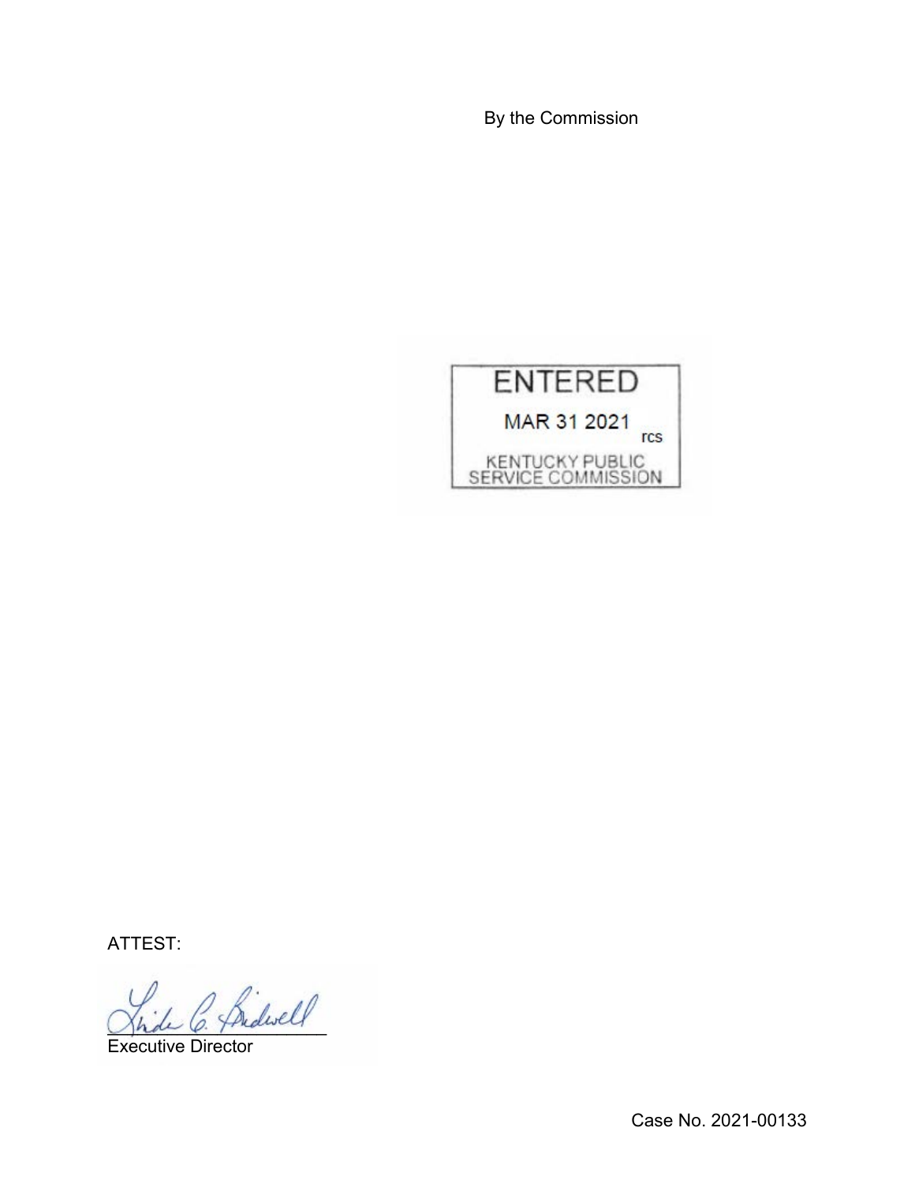By the Commission

ENTERED

MAR 31 2021

rcs

KENTUCKY PUBLIC SERVICE COMMISSION

ATTEST:

Executive Director

Case No. 2021-00133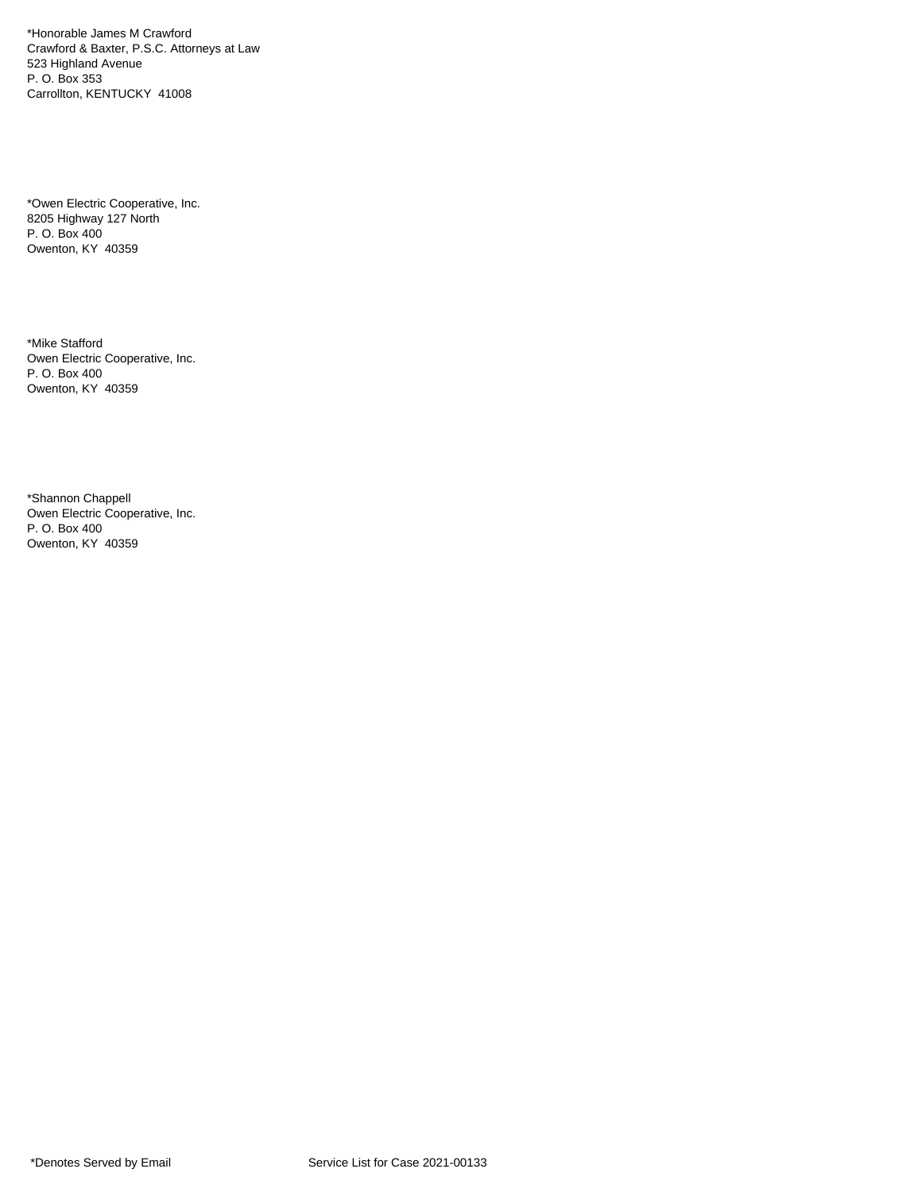*Honorable James M Crawford
Crawford & Baxter, P.S.C. Attorneys at Law
523 Highland Avenue
P. O. Box 353
Carrollton, KENTUCKY  41008

*Owen Electric Cooperative, Inc.
8205 Highway 127 North
P. O. Box 400
Owenton, KY  40359

*Mike Stafford
Owen Electric Cooperative, Inc.
P. O. Box 400
Owenton, KY  40359

*Shannon Chappell
Owen Electric Cooperative, Inc.
P. O. Box 400
Owenton, KY  40359

*Denotes Served by Email

Service List for Case 2021-00133